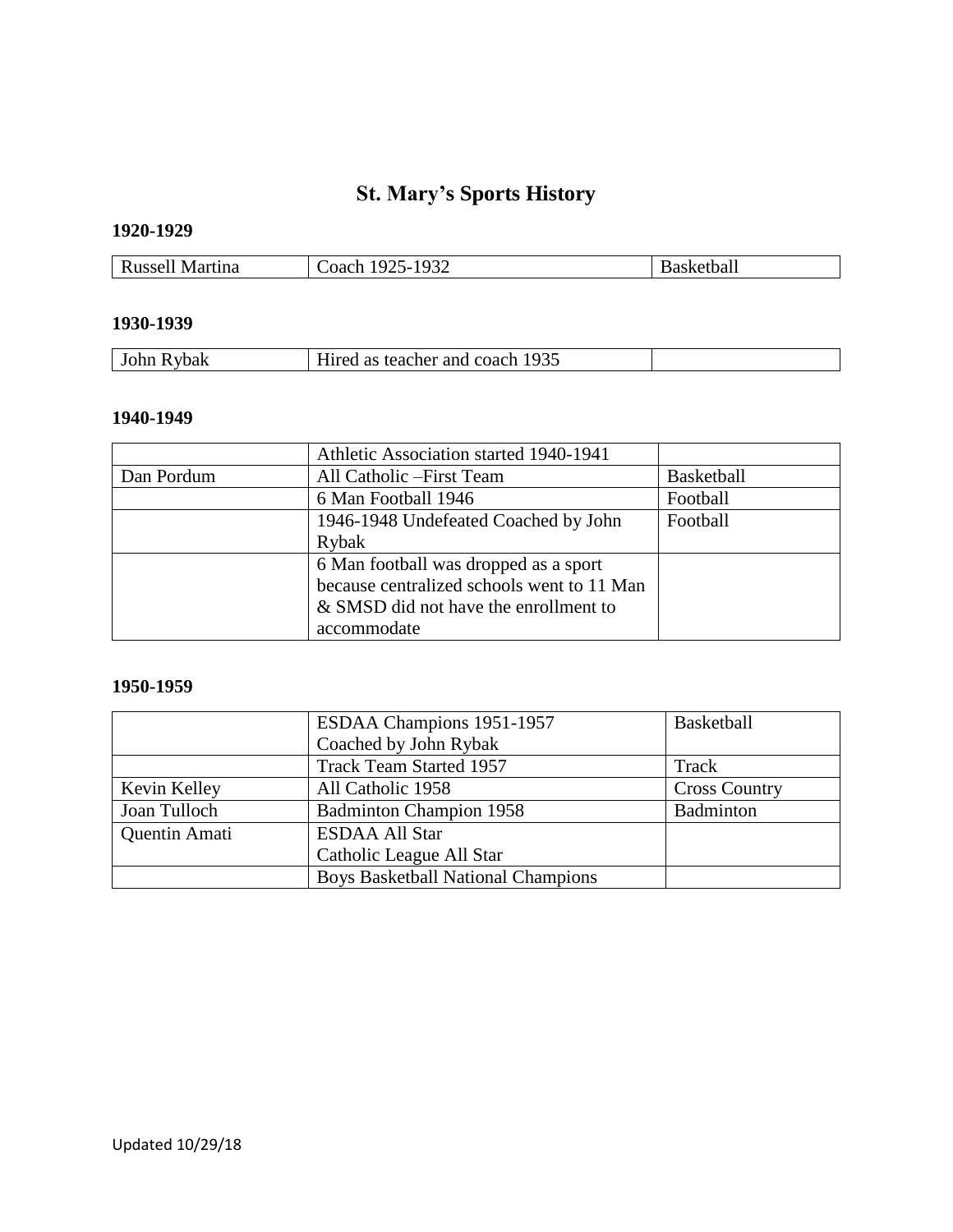# St. Mary's Sports History

### 1920-1929

| | | |
|---|---|---|
| Russell Martina | Coach 1925-1932 | Basketball |

### 1930-1939

| | | |
|---|---|---|
| John Rybak | Hired as teacher and coach 1935 | |

### 1940-1949

| | | |
|---|---|---|
| | Athletic Association started 1940-1941 | |
| Dan Pordum | All Catholic –First Team | Basketball |
| | 6 Man Football 1946 | Football |
| | 1946-1948 Undefeated Coached by John Rybak | Football |
| | 6 Man football was dropped as a sport because centralized schools went to 11 Man & SMSD did not have the enrollment to accommodate | |

### 1950-1959

| | | |
|---|---|---|
| | ESDAA Champions 1951-1957 Coached by John Rybak | Basketball |
| | Track Team Started 1957 | Track |
| Kevin Kelley | All Catholic 1958 | Cross Country |
| Joan Tulloch | Badminton Champion 1958 | Badminton |
| Quentin Amati | ESDAA All Star Catholic League All Star | |
| | Boys Basketball National Champions | |

Updated 10/29/18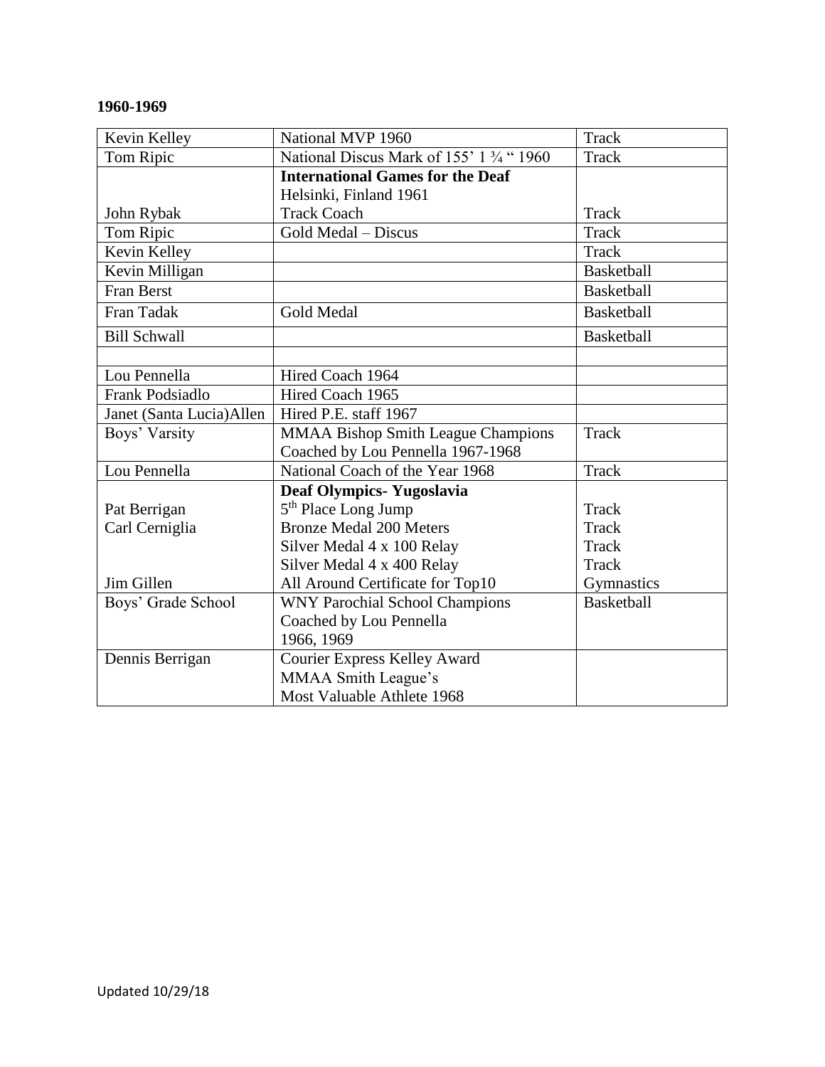**1960-1969**

| | | |
|---|---|---|
| Kevin Kelley | National MVP 1960 | Track |
| Tom Ripic | National Discus Mark of 155' 1 ¾ " 1960 | Track |
| John Rybak | **International Games for the Deaf**<br>Helsinki, Finland 1961<br>Track Coach | Track |
| Tom Ripic | Gold Medal – Discus | Track |
| Kevin Kelley | | Track |
| Kevin Milligan | | Basketball |
| Fran Berst | | Basketball |
| Fran Tadak | Gold Medal | Basketball |
| Bill Schwall | | Basketball |
| | | |
| Lou Pennella | Hired Coach 1964 | |
| Frank Podsiadlo | Hired Coach 1965 | |
| Janet (Santa Lucia)Allen | Hired P.E. staff 1967 | |
| Boys' Varsity | MMAA Bishop Smith League Champions<br>Coached by Lou Pennella 1967-1968 | Track |
| Lou Pennella | National Coach of the Year 1968 | Track |
| <br>Pat Berrigan<br>Carl Cerniglia<br><br><br>Jim Gillen | **Deaf Olympics- Yugoslavia**<br>5th Place Long Jump<br>Bronze Medal 200 Meters<br>Silver Medal 4 x 100 Relay<br>Silver Medal 4 x 400 Relay<br>All Around Certificate for Top10 | <br>Track<br>Track<br>Track<br>Track<br>Gymnastics |
| Boys' Grade School | WNY Parochial School Champions<br>Coached by Lou Pennella<br>1966, 1969 | Basketball |
| Dennis Berrigan | Courier Express Kelley Award<br>MMAA Smith League's<br>Most Valuable Athlete 1968 | |

Updated 10/29/18